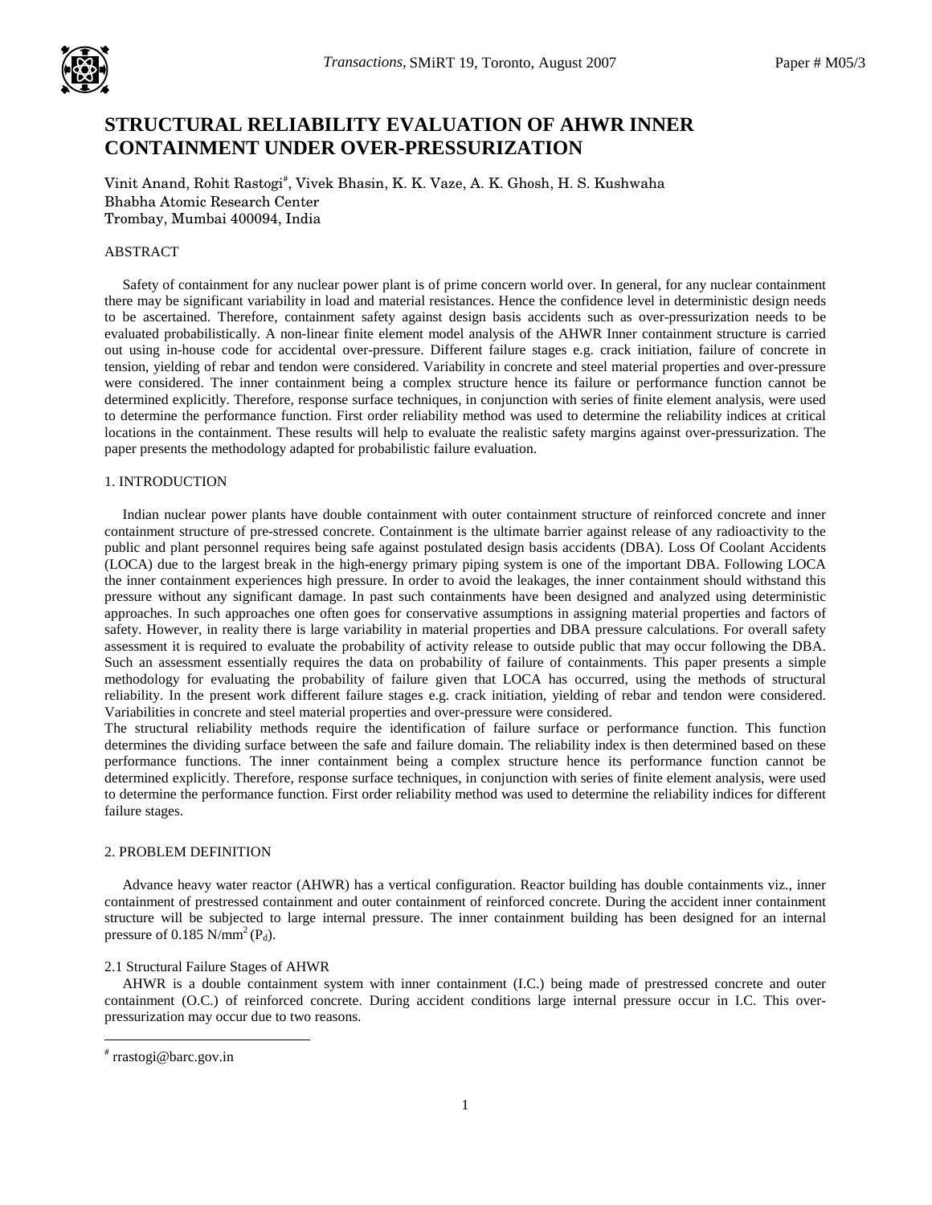# STRUCTURAL RELIABILITY EVALUATION OF AHWR INNER CONTAINMENT UNDER OVER-PRESSURIZATION

Vinit Anand, Rohit Rastogi[#], Vivek Bhasin, K. K. Vaze, A. K. Ghosh, H. S. Kushwaha
Bhabha Atomic Research Center
Trombay, Mumbai 400094, India

## ABSTRACT

Safety of containment for any nuclear power plant is of prime concern world over. In general, for any nuclear containment there may be significant variability in load and material resistances. Hence the confidence level in deterministic design needs to be ascertained. Therefore, containment safety against design basis accidents such as over-pressurization needs to be evaluated probabilistically. A non-linear finite element model analysis of the AHWR Inner containment structure is carried out using in-house code for accidental over-pressure. Different failure stages e.g. crack initiation, failure of concrete in tension, yielding of rebar and tendon were considered. Variability in concrete and steel material properties and over-pressure were considered. The inner containment being a complex structure hence its failure or performance function cannot be determined explicitly. Therefore, response surface techniques, in conjunction with series of finite element analysis, were used to determine the performance function. First order reliability method was used to determine the reliability indices at critical locations in the containment. These results will help to evaluate the realistic safety margins against over-pressurization. The paper presents the methodology adapted for probabilistic failure evaluation.

## 1. INTRODUCTION

Indian nuclear power plants have double containment with outer containment structure of reinforced concrete and inner containment structure of pre-stressed concrete. Containment is the ultimate barrier against release of any radioactivity to the public and plant personnel requires being safe against postulated design basis accidents (DBA). Loss Of Coolant Accidents (LOCA) due to the largest break in the high-energy primary piping system is one of the important DBA. Following LOCA the inner containment experiences high pressure. In order to avoid the leakages, the inner containment should withstand this pressure without any significant damage. In past such containments have been designed and analyzed using deterministic approaches. In such approaches one often goes for conservative assumptions in assigning material properties and factors of safety. However, in reality there is large variability in material properties and DBA pressure calculations. For overall safety assessment it is required to evaluate the probability of activity release to outside public that may occur following the DBA. Such an assessment essentially requires the data on probability of failure of containments. This paper presents a simple methodology for evaluating the probability of failure given that LOCA has occurred, using the methods of structural reliability. In the present work different failure stages e.g. crack initiation, yielding of rebar and tendon were considered. Variabilities in concrete and steel material properties and over-pressure were considered.

The structural reliability methods require the identification of failure surface or performance function. This function determines the dividing surface between the safe and failure domain. The reliability index is then determined based on these performance functions. The inner containment being a complex structure hence its performance function cannot be determined explicitly. Therefore, response surface techniques, in conjunction with series of finite element analysis, were used to determine the performance function. First order reliability method was used to determine the reliability indices for different failure stages.

## 2. PROBLEM DEFINITION

Advance heavy water reactor (AHWR) has a vertical configuration. Reactor building has double containments viz., inner containment of prestressed containment and outer containment of reinforced concrete. During the accident inner containment structure will be subjected to large internal pressure. The inner containment building has been designed for an internal pressure of 0.185 $N/mm^2$ ($P_d$).

### 2.1 Structural Failure Stages of AHWR

AHWR is a double containment system with inner containment (I.C.) being made of prestressed concrete and outer containment (O.C.) of reinforced concrete. During accident conditions large internal pressure occur in I.C. This over-pressurization may occur due to two reasons.

[#] rrastogi@barc.gov.in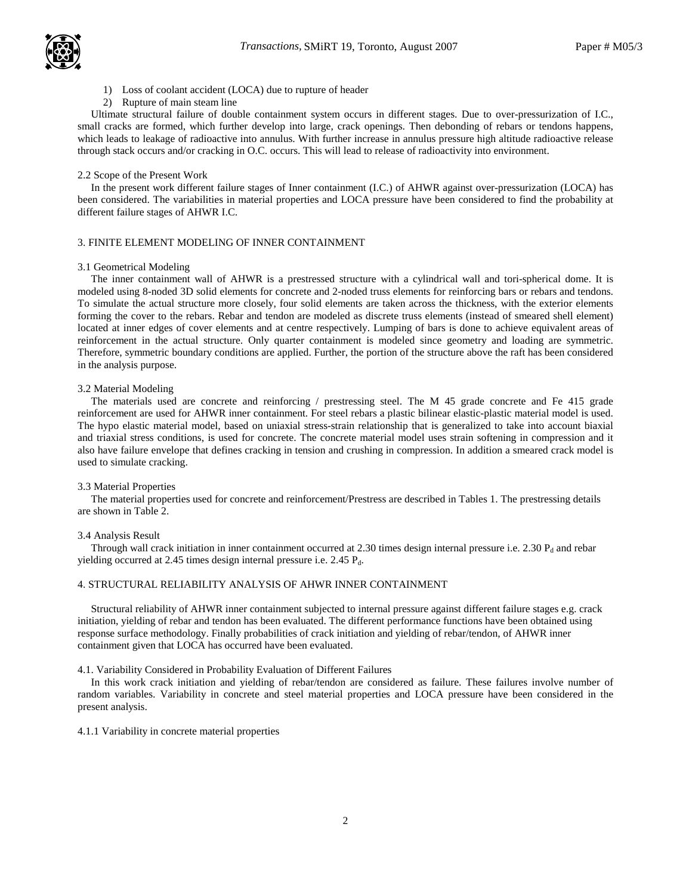1) Loss of coolant accident (LOCA) due to rupture of header
2) Rupture of main steam line

Ultimate structural failure of double containment system occurs in different stages. Due to over-pressurization of I.C., small cracks are formed, which further develop into large, crack openings. Then debonding of rebars or tendons happens, which leads to leakage of radioactive into annulus. With further increase in annulus pressure high altitude radioactive release through stack occurs and/or cracking in O.C. occurs. This will lead to release of radioactivity into environment.

### 2.2 Scope of the Present Work

In the present work different failure stages of Inner containment (I.C.) of AHWR against over-pressurization (LOCA) has been considered. The variabilities in material properties and LOCA pressure have been considered to find the probability at different failure stages of AHWR I.C.

## 3. FINITE ELEMENT MODELING OF INNER CONTAINMENT

### 3.1 Geometrical Modeling

The inner containment wall of AHWR is a prestressed structure with a cylindrical wall and tori-spherical dome. It is modeled using 8-noded 3D solid elements for concrete and 2-noded truss elements for reinforcing bars or rebars and tendons. To simulate the actual structure more closely, four solid elements are taken across the thickness, with the exterior elements forming the cover to the rebars. Rebar and tendon are modeled as discrete truss elements (instead of smeared shell element) located at inner edges of cover elements and at centre respectively. Lumping of bars is done to achieve equivalent areas of reinforcement in the actual structure. Only quarter containment is modeled since geometry and loading are symmetric. Therefore, symmetric boundary conditions are applied. Further, the portion of the structure above the raft has been considered in the analysis purpose.

### 3.2 Material Modeling

The materials used are concrete and reinforcing / prestressing steel. The M 45 grade concrete and Fe 415 grade reinforcement are used for AHWR inner containment. For steel rebars a plastic bilinear elastic-plastic material model is used. The hypo elastic material model, based on uniaxial stress-strain relationship that is generalized to take into account biaxial and triaxial stress conditions, is used for concrete. The concrete material model uses strain softening in compression and it also have failure envelope that defines cracking in tension and crushing in compression. In addition a smeared crack model is used to simulate cracking.

### 3.3 Material Properties

The material properties used for concrete and reinforcement/Prestress are described in Tables 1. The prestressing details are shown in Table 2.

### 3.4 Analysis Result

Through wall crack initiation in inner containment occurred at 2.30 times design internal pressure i.e. 2.30 $P_d$ and rebar yielding occurred at 2.45 times design internal pressure i.e. 2.45 $P_d$.

## 4. STRUCTURAL RELIABILITY ANALYSIS OF AHWR INNER CONTAINMENT

Structural reliability of AHWR inner containment subjected to internal pressure against different failure stages e.g. crack initiation, yielding of rebar and tendon has been evaluated. The different performance functions have been obtained using response surface methodology. Finally probabilities of crack initiation and yielding of rebar/tendon, of AHWR inner containment given that LOCA has occurred have been evaluated.

### 4.1. Variability Considered in Probability Evaluation of Different Failures

In this work crack initiation and yielding of rebar/tendon are considered as failure. These failures involve number of random variables. Variability in concrete and steel material properties and LOCA pressure have been considered in the present analysis.

#### 4.1.1 Variability in concrete material properties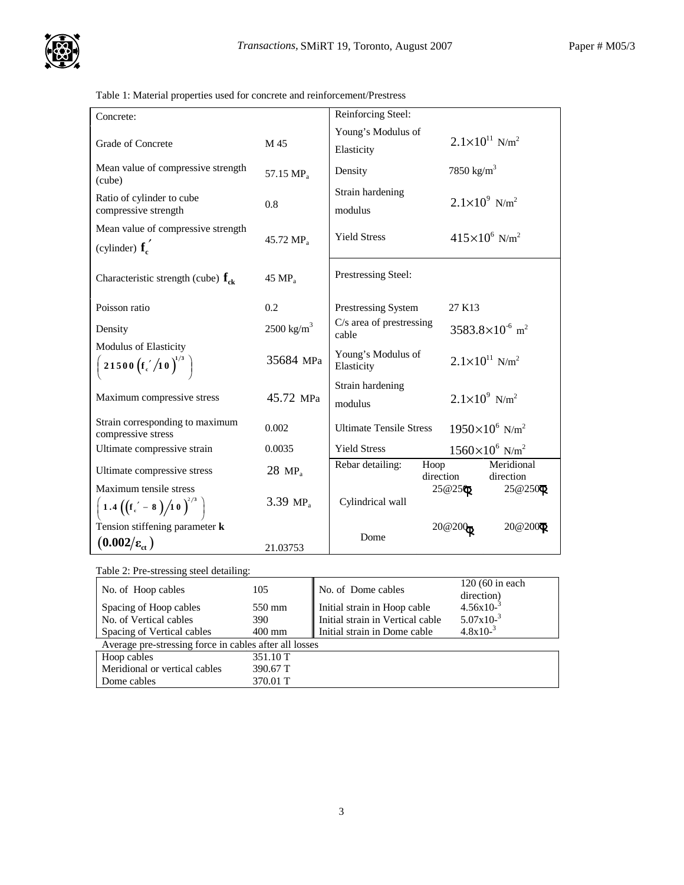Table 1: Material properties used for concrete and reinforcement/Prestress

| Concrete: | | Reinforcing Steel: | | |
|---|---|---|---|---|
| Grade of Concrete | M 45 | Young's Modulus of Elasticity | $2.1\times10^{11}$ N/m$^2$ | |
| Mean value of compressive strength (cube) | 57.15 MPa | Density | 7850 kg/m$^3$ | |
| Ratio of cylinder to cube compressive strength | 0.8 | Strain hardening modulus | $2.1\times10^{9}$ N/m$^2$ | |
| Mean value of compressive strength (cylinder) $\mathbf{f_c'}$ | 45.72 MPa | Yield Stress | $415\times10^{6}$ N/m$^2$ | |
| Characteristic strength (cube) $\mathbf{f_{ck}}$ | 45 MPa | Prestressing Steel: | | |
| Poisson ratio | 0.2 | Prestressing System | 27 K13 | |
| Density | 2500 kg/m$^3$ | C/s area of prestressing cable | $3583.8\times10^{-6}$ m$^2$ | |
| Modulus of Elasticity $\left(21500\left(f_c'/10\right)^{1/3}\right)$ | 35684 MPa | Young's Modulus of Elasticity | $2.1\times10^{11}$ N/m$^2$ | |
| Maximum compressive stress | 45.72 MPa | Strain hardening modulus | $2.1\times10^{9}$ N/m$^2$ | |
| Strain corresponding to maximum compressive stress | 0.002 | Ultimate Tensile Stress | $1950\times10^{6}$ N/m$^2$ | |
| Ultimate compressive strain | 0.0035 | Yield Stress | $1560\times10^{6}$ N/m$^2$ | |
| Ultimate compressive stress | 28 MPa | Rebar detailing: | Hoop direction | Meridional direction |
| Maximum tensile stress $\left(1.4\left(\left(f_c'-8\right)/10\right)^{2/3}\right)$ | 3.39 MPa | Cylindrical wall | 25@250$\Phi$ | 25@250$\Phi$ |
| Tension stiffening parameter **k** $(0.002/\varepsilon_{ct})$ | 21.03753 | Dome | 20@200$\Phi$ | 20@200$\Phi$ |

Table 2: Pre-stressing steel detailing:

| No. of Hoop cables | 105 | No. of Dome cables | 120 (60 in each direction) |
|---|---|---|---|
| Spacing of Hoop cables | 550 mm | Initial strain in Hoop cable | $4.56\times10^{-3}$ |
| No. of Vertical cables | 390 | Initial strain in Vertical cable | $5.07\times10^{-3}$ |
| Spacing of Vertical cables | 400 mm | Initial strain in Dome cable | $4.8\times10^{-3}$ |
| Average pre-stressing force in cables after all losses | | | |
| Hoop cables | 351.10 T | | |
| Meridional or vertical cables | 390.67 T | | |
| Dome cables | 370.01 T | | |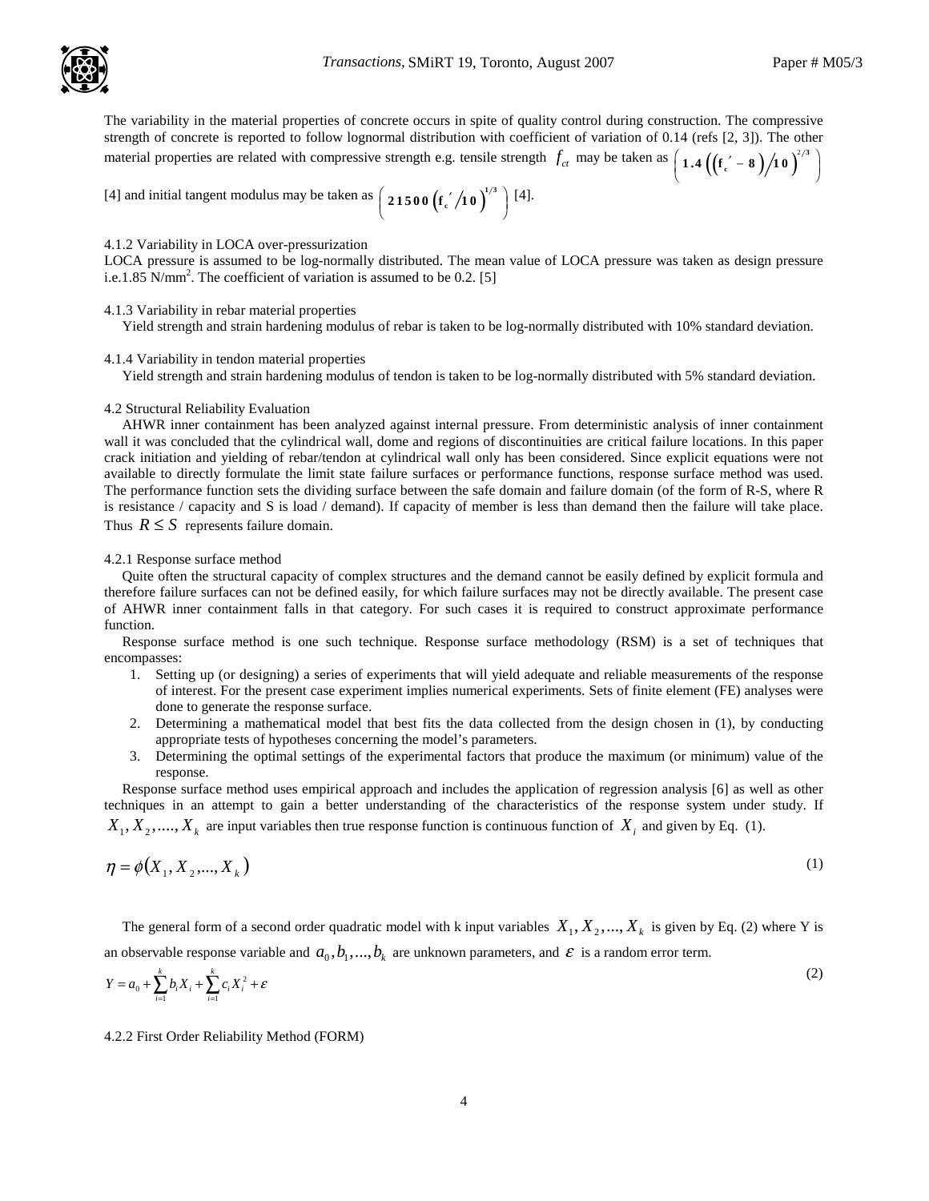The variability in the material properties of concrete occurs in spite of quality control during construction. The compressive strength of concrete is reported to follow lognormal distribution with coefficient of variation of 0.14 (refs [2, 3]). The other material properties are related with compressive strength e.g. tensile strength $f_{ct}$ may be taken as $\left(1.4\left(\left(f_c' - 8\right)/10\right)^{2/3}\right)$ [4] and initial tangent modulus may be taken as $\left(21500\left(f_c'/10\right)^{1/3}\right)$ [4].

4.1.2 Variability in LOCA over-pressurization

LOCA pressure is assumed to be log-normally distributed. The mean value of LOCA pressure was taken as design pressure i.e.1.85 N/mm$^2$. The coefficient of variation is assumed to be 0.2. [5]

4.1.3 Variability in rebar material properties

Yield strength and strain hardening modulus of rebar is taken to be log-normally distributed with 10% standard deviation.

4.1.4 Variability in tendon material properties

Yield strength and strain hardening modulus of tendon is taken to be log-normally distributed with 5% standard deviation.

4.2 Structural Reliability Evaluation

AHWR inner containment has been analyzed against internal pressure. From deterministic analysis of inner containment wall it was concluded that the cylindrical wall, dome and regions of discontinuities are critical failure locations. In this paper crack initiation and yielding of rebar/tendon at cylindrical wall only has been considered. Since explicit equations were not available to directly formulate the limit state failure surfaces or performance functions, response surface method was used. The performance function sets the dividing surface between the safe domain and failure domain (of the form of R-S, where R is resistance / capacity and S is load / demand). If capacity of member is less than demand then the failure will take place. Thus $R \le S$ represents failure domain.

4.2.1 Response surface method

Quite often the structural capacity of complex structures and the demand cannot be easily defined by explicit formula and therefore failure surfaces can not be defined easily, for which failure surfaces may not be directly available. The present case of AHWR inner containment falls in that category. For such cases it is required to construct approximate performance function.

Response surface method is one such technique. Response surface methodology (RSM) is a set of techniques that encompasses:

1. Setting up (or designing) a series of experiments that will yield adequate and reliable measurements of the response of interest. For the present case experiment implies numerical experiments. Sets of finite element (FE) analyses were done to generate the response surface.
2. Determining a mathematical model that best fits the data collected from the design chosen in (1), by conducting appropriate tests of hypotheses concerning the model's parameters.
3. Determining the optimal settings of the experimental factors that produce the maximum (or minimum) value of the response.

Response surface method uses empirical approach and includes the application of regression analysis [6] as well as other techniques in an attempt to gain a better understanding of the characteristics of the response system under study. If $X_1, X_2, ...., X_k$ are input variables then true response function is continuous function of $X_i$ and given by Eq. (1).

$$\eta = \phi(X_1, X_2, ..., X_k) \tag{1}$$

The general form of a second order quadratic model with k input variables $X_1, X_2, ..., X_k$ is given by Eq. (2) where Y is an observable response variable and $a_0, b_1, ..., b_k$ are unknown parameters, and $\varepsilon$ is a random error term.

$$Y = a_0 + \sum_{i=1}^{k} b_i X_i + \sum_{i=1}^{k} c_i X_i^2 + \varepsilon \tag{2}$$

4.2.2 First Order Reliability Method (FORM)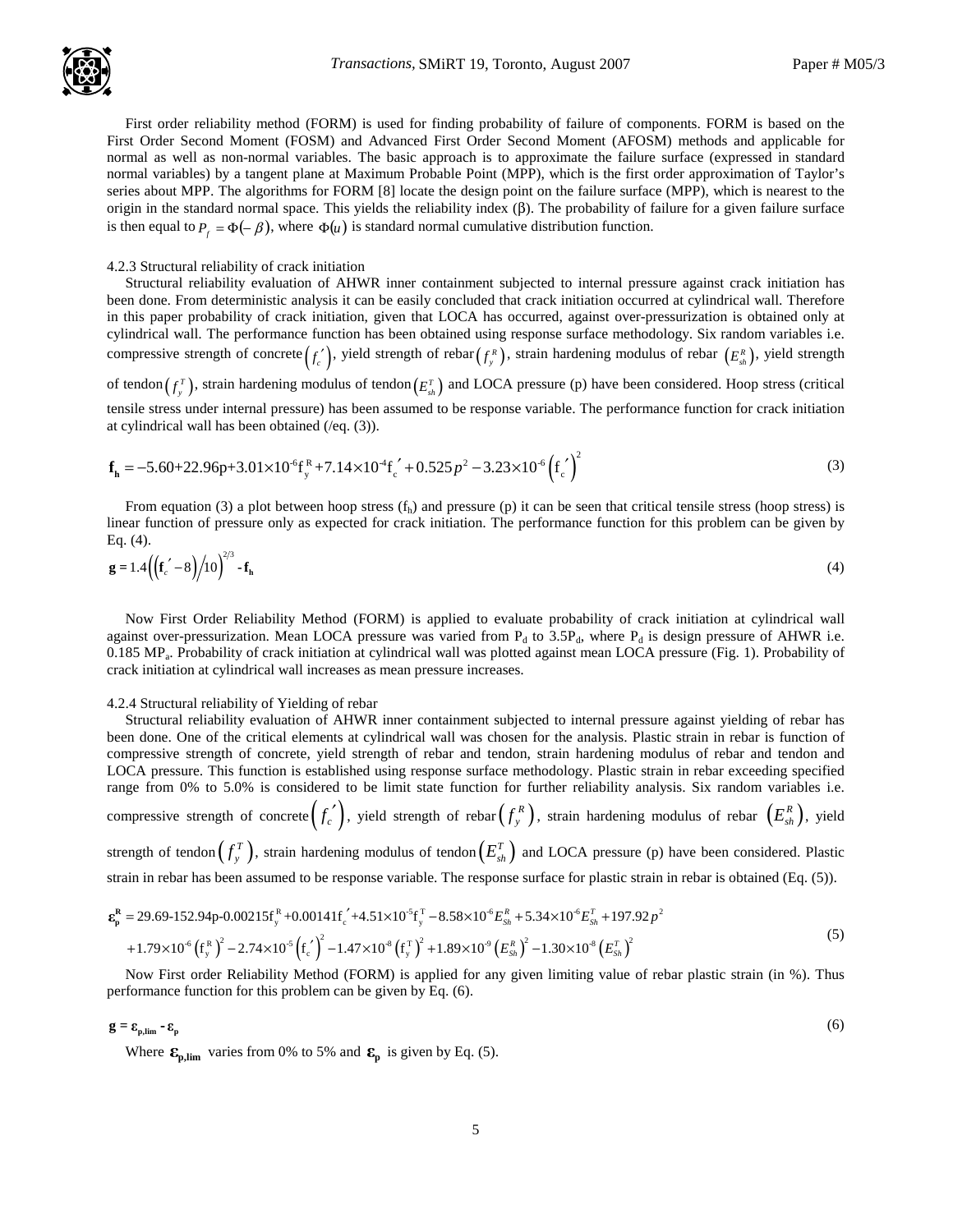First order reliability method (FORM) is used for finding probability of failure of components. FORM is based on the First Order Second Moment (FOSM) and Advanced First Order Second Moment (AFOSM) methods and applicable for normal as well as non-normal variables. The basic approach is to approximate the failure surface (expressed in standard normal variables) by a tangent plane at Maximum Probable Point (MPP), which is the first order approximation of Taylor's series about MPP. The algorithms for FORM [8] locate the design point on the failure surface (MPP), which is nearest to the origin in the standard normal space. This yields the reliability index (β). The probability of failure for a given failure surface is then equal to $P_f = \Phi(-\beta)$, where $\Phi(u)$ is standard normal cumulative distribution function.

#### 4.2.3 Structural reliability of crack initiation

Structural reliability evaluation of AHWR inner containment subjected to internal pressure against crack initiation has been done. From deterministic analysis it can be easily concluded that crack initiation occurred at cylindrical wall. Therefore in this paper probability of crack initiation, given that LOCA has occurred, against over-pressurization is obtained only at cylindrical wall. The performance function has been obtained using response surface methodology. Six random variables i.e. compressive strength of concrete $\left(f_c'\right)$, yield strength of rebar $\left(f_y^R\right)$, strain hardening modulus of rebar $\left(E_{sh}^R\right)$, yield strength of tendon $\left(f_y^T\right)$, strain hardening modulus of tendon $\left(E_{sh}^T\right)$ and LOCA pressure (p) have been considered. Hoop stress (critical tensile stress under internal pressure) has been assumed to be response variable. The performance function for crack initiation at cylindrical wall has been obtained (/eq. (3)).

$$\mathbf{f_h} = -5.60 + 22.96p + 3.01\times10^{-6} f_y^R + 7.14\times10^{-4} f_c' + 0.525p^2 - 3.23\times10^{-6}\left(f_c'\right)^2 \tag{3}$$

From equation (3) a plot between hoop stress ($f_h$) and pressure (p) it can be seen that critical tensile stress (hoop stress) is linear function of pressure only as expected for crack initiation. The performance function for this problem can be given by Eq. (4).

$$\mathbf{g} = 1.4\left(\left(\mathbf{f}_c' - 8\right)/10\right)^{2/3} - \mathbf{f_h} \tag{4}$$

Now First Order Reliability Method (FORM) is applied to evaluate probability of crack initiation at cylindrical wall against over-pressurization. Mean LOCA pressure was varied from $P_d$ to $3.5P_d$, where $P_d$ is design pressure of AHWR i.e. 0.185 $MP_a$. Probability of crack initiation at cylindrical wall was plotted against mean LOCA pressure (Fig. 1). Probability of crack initiation at cylindrical wall increases as mean pressure increases.

#### 4.2.4 Structural reliability of Yielding of rebar

Structural reliability evaluation of AHWR inner containment subjected to internal pressure against yielding of rebar has been done. One of the critical elements at cylindrical wall was chosen for the analysis. Plastic strain in rebar is function of compressive strength of concrete, yield strength of rebar and tendon, strain hardening modulus of rebar and tendon and LOCA pressure. This function is established using response surface methodology. Plastic strain in rebar exceeding specified range from 0% to 5.0% is considered to be limit state function for further reliability analysis. Six random variables i.e. compressive strength of concrete $\left(f_c'\right)$, yield strength of rebar $\left(f_y^R\right)$, strain hardening modulus of rebar $\left(E_{sh}^R\right)$, yield strength of tendon $\left(f_y^T\right)$, strain hardening modulus of tendon $\left(E_{sh}^T\right)$ and LOCA pressure (p) have been considered. Plastic strain in rebar has been assumed to be response variable. The response surface for plastic strain in rebar is obtained (Eq. (5)).

$$\begin{aligned}\boldsymbol{\varepsilon}_\mathbf{p}^\mathbf{R} = {} & 29.69 - 152.94p - 0.00215 f_y^R + 0.00141 f_c' + 4.51\times10^{-5} f_y^T - 8.58\times10^{-6} E_{Sh}^R + 5.34\times10^{-6} E_{Sh}^T + 197.92p^2 \\ & + 1.79\times10^{-6}\left(f_y^R\right)^2 - 2.74\times10^{-5}\left(f_c'\right)^2 - 1.47\times10^{-8}\left(f_y^T\right)^2 + 1.89\times10^{-9}\left(E_{Sh}^R\right)^2 - 1.30\times10^{-8}\left(E_{Sh}^T\right)^2\end{aligned} \tag{5}$$

Now First order Reliability Method (FORM) is applied for any given limiting value of rebar plastic strain (in %). Thus performance function for this problem can be given by Eq. (6).

$$\mathbf{g} = \boldsymbol{\varepsilon}_{\mathbf{p,lim}} - \boldsymbol{\varepsilon}_\mathbf{p} \tag{6}$$

Where $\boldsymbol{\varepsilon}_{\mathbf{p,lim}}$ varies from 0% to 5% and $\boldsymbol{\varepsilon}_\mathbf{p}$ is given by Eq. (5).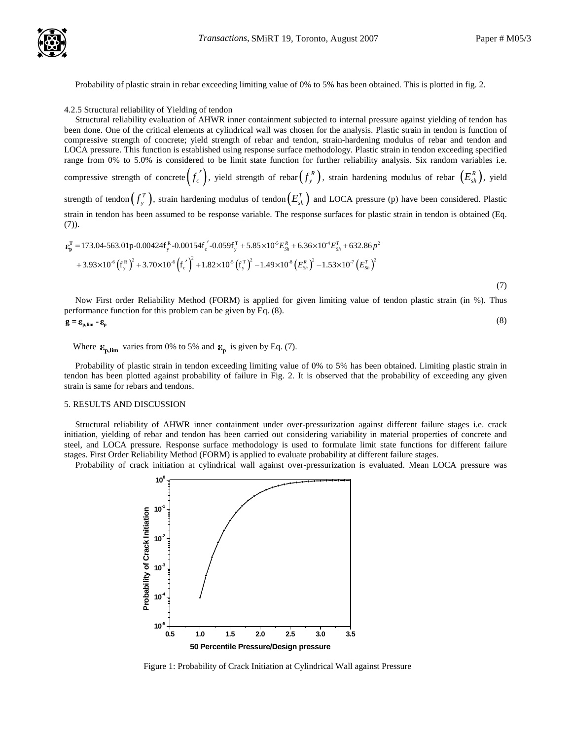Probability of plastic strain in rebar exceeding limiting value of 0% to 5% has been obtained. This is plotted in fig. 2.

#### 4.2.5 Structural reliability of Yielding of tendon

Structural reliability evaluation of AHWR inner containment subjected to internal pressure against yielding of tendon has been done. One of the critical elements at cylindrical wall was chosen for the analysis. Plastic strain in tendon is function of compressive strength of concrete; yield strength of rebar and tendon, strain-hardening modulus of rebar and tendon and LOCA pressure. This function is established using response surface methodology. Plastic strain in tendon exceeding specified range from 0% to 5.0% is considered to be limit state function for further reliability analysis. Six random variables i.e. compressive strength of concrete $\left(f_c'\right)$, yield strength of rebar $\left(f_y^R\right)$, strain hardening modulus of rebar $\left(E_{sh}^R\right)$, yield strength of tendon $\left(f_y^T\right)$, strain hardening modulus of tendon $\left(E_{sh}^T\right)$ and LOCA pressure (p) have been considered. Plastic strain in tendon has been assumed to be response variable. The response surfaces for plastic strain in tendon is obtained (Eq. (7)).

$$
\begin{aligned}
\boldsymbol{\varepsilon}_{\mathbf{p}}^{\mathbf{T}} &= 173.04 - 563.01\text{p} - 0.00424\text{f}_y^R - 0.00154\text{f}_c' - 0.059\text{f}_y^T + 5.85\times10^{-5}E_{Sh}^R + 6.36\times10^{-4}E_{Sh}^T + 632.86\,p^2 \\
&+ 3.93\times10^{-6}\left(\text{f}_y^R\right)^2 + 3.70\times10^{-6}\left(\text{f}_c'\right)^2 + 1.82\times10^{-5}\left(\text{f}_y^T\right)^2 - 1.49\times10^{-8}\left(E_{Sh}^R\right)^2 - 1.53\times10^{-7}\left(E_{Sh}^T\right)^2
\end{aligned}
\tag{7}
$$

Now First order Reliability Method (FORM) is applied for given limiting value of tendon plastic strain (in %). Thus performance function for this problem can be given by Eq. (8).

$$\mathbf{g} = \boldsymbol{\varepsilon}_{\mathbf{p,lim}} - \boldsymbol{\varepsilon}_{\mathbf{p}} \tag{8}$$

Where $\boldsymbol{\varepsilon}_{\mathbf{p,lim}}$ varies from 0% to 5% and $\boldsymbol{\varepsilon}_{\mathbf{p}}$ is given by Eq. (7).

Probability of plastic strain in tendon exceeding limiting value of 0% to 5% has been obtained. Limiting plastic strain in tendon has been plotted against probability of failure in Fig. 2. It is observed that the probability of exceeding any given strain is same for rebars and tendons.

## 5. RESULTS AND DISCUSSION

Structural reliability of AHWR inner containment under over-pressurization against different failure stages i.e. crack initiation, yielding of rebar and tendon has been carried out considering variability in material properties of concrete and steel, and LOCA pressure. Response surface methodology is used to formulate limit state functions for different failure stages. First Order Reliability Method (FORM) is applied to evaluate probability at different failure stages.

Probability of crack initiation at cylindrical wall against over-pressurization is evaluated. Mean LOCA pressure was

Figure 1: Probability of Crack Initiation at Cylindrical Wall against Pressure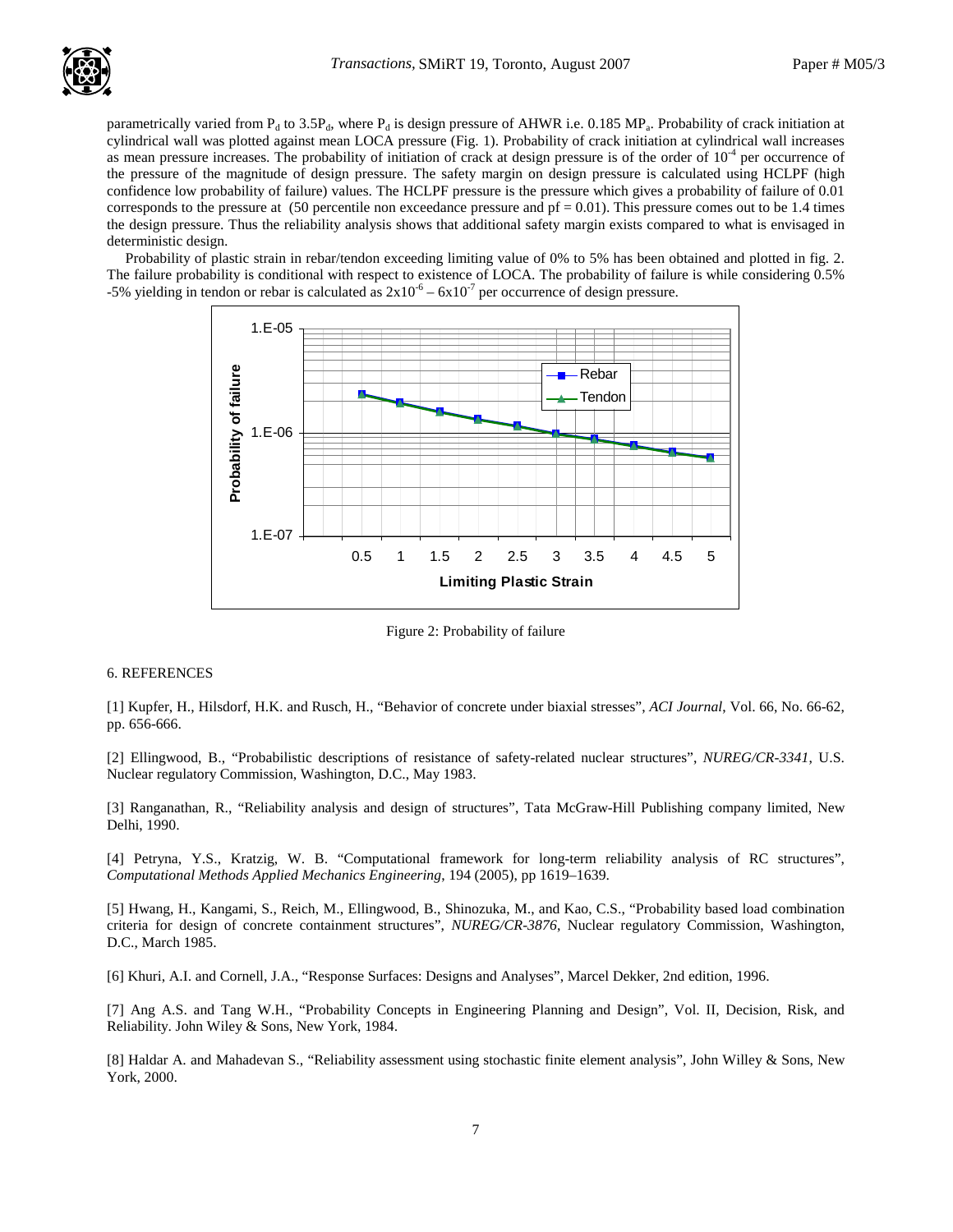parametrically varied from $P_d$ to $3.5P_d$, where $P_d$ is design pressure of AHWR i.e. 0.185 $MP_a$. Probability of crack initiation at cylindrical wall was plotted against mean LOCA pressure (Fig. 1). Probability of crack initiation at cylindrical wall increases as mean pressure increases. The probability of initiation of crack at design pressure is of the order of $10^{-4}$ per occurrence of the pressure of the magnitude of design pressure. The safety margin on design pressure is calculated using HCLPF (high confidence low probability of failure) values. The HCLPF pressure is the pressure which gives a probability of failure of 0.01 corresponds to the pressure at (50 percentile non exceedance pressure and pf = 0.01). This pressure comes out to be 1.4 times the design pressure. Thus the reliability analysis shows that additional safety margin exists compared to what is envisaged in deterministic design.

Probability of plastic strain in rebar/tendon exceeding limiting value of 0% to 5% has been obtained and plotted in fig. 2. The failure probability is conditional with respect to existence of LOCA. The probability of failure is while considering 0.5% -5% yielding in tendon or rebar is calculated as $2x10^{-6} – 6x10^{-7}$ per occurrence of design pressure.

Probability of failure
1.E-05
1.E-06
1.E-07
Rebar
Tendon
0.5 1 1.5 2 2.5 3 3.5 4 4.5 5
Limiting Plastic Strain

Figure 2: Probability of failure

6. REFERENCES

[1] Kupfer, H., Hilsdorf, H.K. and Rusch, H., "Behavior of concrete under biaxial stresses", *ACI Journal*, Vol. 66, No. 66-62, pp. 656-666.

[2] Ellingwood, B., "Probabilistic descriptions of resistance of safety-related nuclear structures", *NUREG/CR-3341*, U.S. Nuclear regulatory Commission, Washington, D.C., May 1983.

[3] Ranganathan, R., "Reliability analysis and design of structures", Tata McGraw-Hill Publishing company limited, New Delhi, 1990.

[4] Petryna, Y.S., Kratzig, W. B. "Computational framework for long-term reliability analysis of RC structures", *Computational Methods Applied Mechanics Engineering*, 194 (2005), pp 1619–1639.

[5] Hwang, H., Kangami, S., Reich, M., Ellingwood, B., Shinozuka, M., and Kao, C.S., "Probability based load combination criteria for design of concrete containment structures", *NUREG/CR-3876*, Nuclear regulatory Commission, Washington, D.C., March 1985.

[6] Khuri, A.I. and Cornell, J.A., "Response Surfaces: Designs and Analyses", Marcel Dekker, 2nd edition, 1996.

[7] Ang A.S. and Tang W.H., "Probability Concepts in Engineering Planning and Design", Vol. II, Decision, Risk, and Reliability. John Wiley & Sons, New York, 1984.

[8] Haldar A. and Mahadevan S., "Reliability assessment using stochastic finite element analysis", John Willey & Sons, New York, 2000.